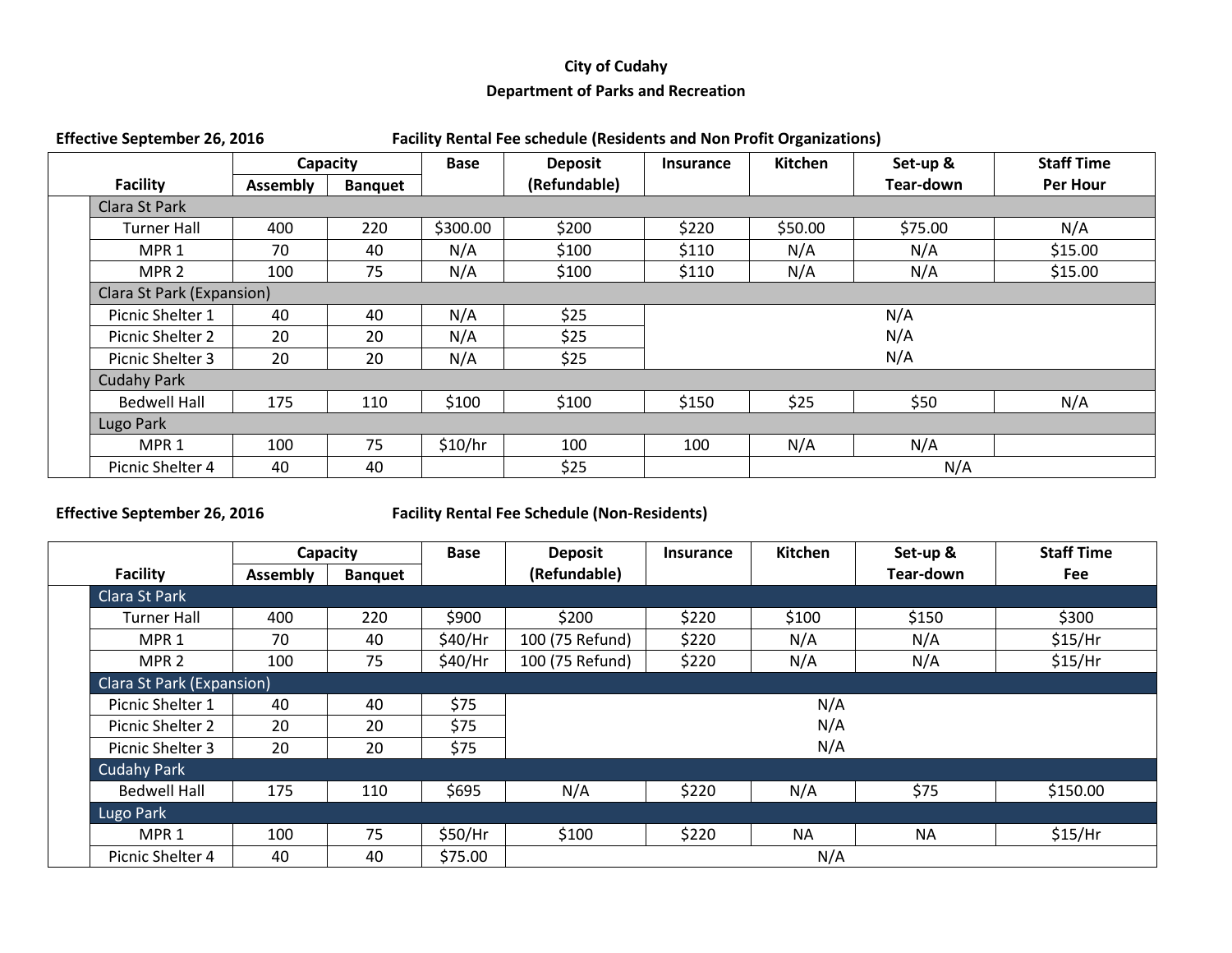**City of Cudahy**

**Department of Parks and Recreation**

**Effective September 26, 2016** **Facility Rental Fee schedule (Residents and Non Profit Organizations)**

| Facility | Capacity | | Base | Deposit (Refundable) | Insurance | Kitchen | Set-up & Tear-down | Staff Time Per Hour |
|---|---|---|---|---|---|---|---|---|
| | Assembly | Banquet | | | | | | |
| **Clara St Park** | | | | | | | | |
| Turner Hall | 400 | 220 | $300.00 | $200 | $220 | $50.00 | $75.00 | N/A |
| MPR 1 | 70 | 40 | N/A | $100 | $110 | N/A | N/A | $15.00 |
| MPR 2 | 100 | 75 | N/A | $100 | $110 | N/A | N/A | $15.00 |
| **Clara St Park (Expansion)** | | | | | | | | |
| Picnic Shelter 1 | 40 | 40 | N/A | $25 | N/A | | | |
| Picnic Shelter 2 | 20 | 20 | N/A | $25 | N/A | | | |
| Picnic Shelter 3 | 20 | 20 | N/A | $25 | N/A | | | |
| **Cudahy Park** | | | | | | | | |
| Bedwell Hall | 175 | 110 | $100 | $100 | $150 | $25 | $50 | N/A |
| **Lugo Park** | | | | | | | | |
| MPR 1 | 100 | 75 | $10/hr | 100 | 100 | N/A | N/A | |
| Picnic Shelter 4 | 40 | 40 | | $25 | | N/A | | |

**Effective September 26, 2016** **Facility Rental Fee Schedule (Non-Residents)**

| Facility | Capacity | | Base | Deposit (Refundable) | Insurance | Kitchen | Set-up & Tear-down | Staff Time Fee |
|---|---|---|---|---|---|---|---|---|
| | Assembly | Banquet | | | | | | |
| **Clara St Park** | | | | | | | | |
| Turner Hall | 400 | 220 | $900 | $200 | $220 | $100 | $150 | $300 |
| MPR 1 | 70 | 40 | $40/Hr | 100 (75 Refund) | $220 | N/A | N/A | $15/Hr |
| MPR 2 | 100 | 75 | $40/Hr | 100 (75 Refund) | $220 | N/A | N/A | $15/Hr |
| **Clara St Park (Expansion)** | | | | | | | | |
| Picnic Shelter 1 | 40 | 40 | $75 | N/A | | | | |
| Picnic Shelter 2 | 20 | 20 | $75 | N/A | | | | |
| Picnic Shelter 3 | 20 | 20 | $75 | N/A | | | | |
| **Cudahy Park** | | | | | | | | |
| Bedwell Hall | 175 | 110 | $695 | N/A | $220 | N/A | $75 | $150.00 |
| **Lugo Park** | | | | | | | | |
| MPR 1 | 100 | 75 | $50/Hr | $100 | $220 | NA | NA | $15/Hr |
| Picnic Shelter 4 | 40 | 40 | $75.00 | N/A | | | | |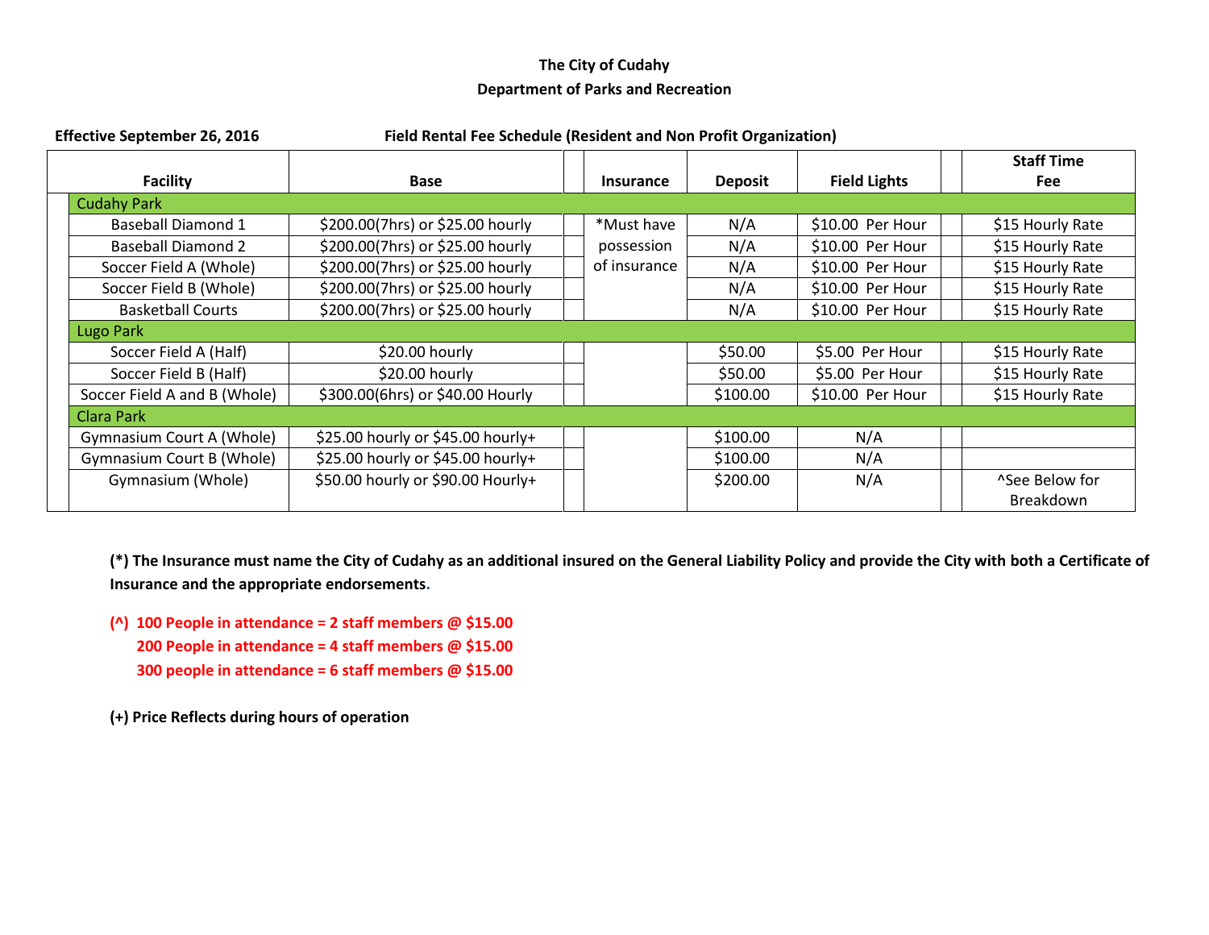**The City of Cudahy**

**Department of Parks and Recreation**

**Effective September 26, 2016** **Field Rental Fee Schedule (Resident and Non Profit Organization)**

| Facility | Base | Insurance | Deposit | Field Lights | Staff Time Fee |
|---|---|---|---|---|---|
| **Cudahy Park** | | | | | |
| Baseball Diamond 1 | $200.00(7hrs) or $25.00 hourly | *Must have possession of insurance | N/A | $10.00 Per Hour | $15 Hourly Rate |
| Baseball Diamond 2 | $200.00(7hrs) or $25.00 hourly | | N/A | $10.00 Per Hour | $15 Hourly Rate |
| Soccer Field A (Whole) | $200.00(7hrs) or $25.00 hourly | | N/A | $10.00 Per Hour | $15 Hourly Rate |
| Soccer Field B (Whole) | $200.00(7hrs) or $25.00 hourly | | N/A | $10.00 Per Hour | $15 Hourly Rate |
| Basketball Courts | $200.00(7hrs) or $25.00 hourly | | N/A | $10.00 Per Hour | $15 Hourly Rate |
| **Lugo Park** | | | | | |
| Soccer Field A (Half) | $20.00 hourly | | $50.00 | $5.00 Per Hour | $15 Hourly Rate |
| Soccer Field B (Half) | $20.00 hourly | | $50.00 | $5.00 Per Hour | $15 Hourly Rate |
| Soccer Field A and B (Whole) | $300.00(6hrs) or $40.00 Hourly | | $100.00 | $10.00 Per Hour | $15 Hourly Rate |
| **Clara Park** | | | | | |
| Gymnasium Court A (Whole) | $25.00 hourly or $45.00 hourly+ | | $100.00 | N/A | |
| Gymnasium Court B (Whole) | $25.00 hourly or $45.00 hourly+ | | $100.00 | N/A | |
| Gymnasium (Whole) | $50.00 hourly or $90.00 Hourly+ | | $200.00 | N/A | ^See Below for Breakdown |

**(*) The Insurance must name the City of Cudahy as an additional insured on the General Liability Policy and provide the City with both a Certificate of Insurance and the appropriate endorsements.**

**(^) 100 People in attendance = 2 staff members @ $15.00**
**200 People in attendance = 4 staff members @ $15.00**
**300 people in attendance = 6 staff members @ $15.00**

**(+) Price Reflects during hours of operation**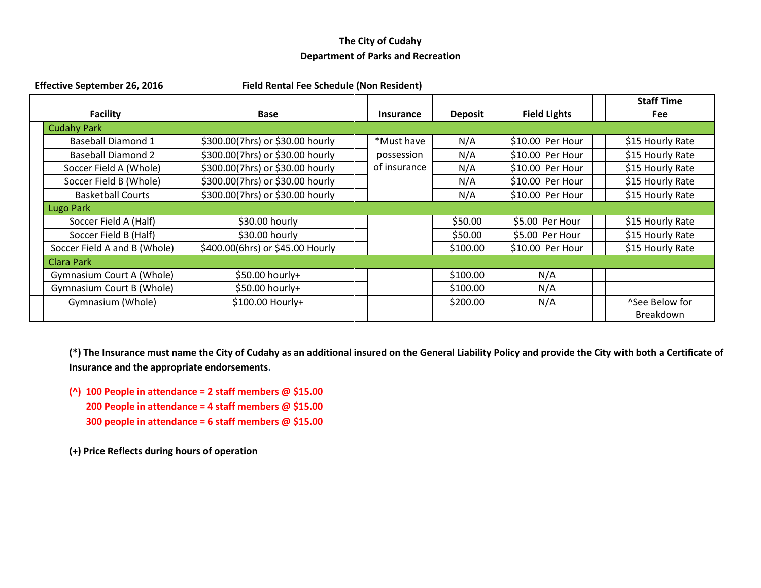**The City of Cudahy**

**Department of Parks and Recreation**

**Effective September 26, 2016** **Field Rental Fee Schedule (Non Resident)**

| Facility | Base | Insurance | Deposit | Field Lights | Staff Time Fee |
|---|---|---|---|---|---|
| Cudahy Park | | | | | |
| Baseball Diamond 1 | $300.00(7hrs) or $30.00 hourly | *Must have possession of insurance | N/A | $10.00 Per Hour | $15 Hourly Rate |
| Baseball Diamond 2 | $300.00(7hrs) or $30.00 hourly | | N/A | $10.00 Per Hour | $15 Hourly Rate |
| Soccer Field A (Whole) | $300.00(7hrs) or $30.00 hourly | | N/A | $10.00 Per Hour | $15 Hourly Rate |
| Soccer Field B (Whole) | $300.00(7hrs) or $30.00 hourly | | N/A | $10.00 Per Hour | $15 Hourly Rate |
| Basketball Courts | $300.00(7hrs) or $30.00 hourly | | N/A | $10.00 Per Hour | $15 Hourly Rate |
| Lugo Park | | | | | |
| Soccer Field A (Half) | $30.00 hourly | | $50.00 | $5.00 Per Hour | $15 Hourly Rate |
| Soccer Field B (Half) | $30.00 hourly | | $50.00 | $5.00 Per Hour | $15 Hourly Rate |
| Soccer Field A and B (Whole) | $400.00(6hrs) or $45.00 Hourly | | $100.00 | $10.00 Per Hour | $15 Hourly Rate |
| Clara Park | | | | | |
| Gymnasium Court A (Whole) | $50.00 hourly+ | | $100.00 | N/A | |
| Gymnasium Court B (Whole) | $50.00 hourly+ | | $100.00 | N/A | |
| Gymnasium (Whole) | $100.00 Hourly+ | | $200.00 | N/A | ^See Below for Breakdown |

**(*) The Insurance must name the City of Cudahy as an additional insured on the General Liability Policy and provide the City with both a Certificate of Insurance and the appropriate endorsements.**

**(^) 100 People in attendance = 2 staff members @ $15.00**
**200 People in attendance = 4 staff members @ $15.00**
**300 people in attendance = 6 staff members @ $15.00**

**(+) Price Reflects during hours of operation**